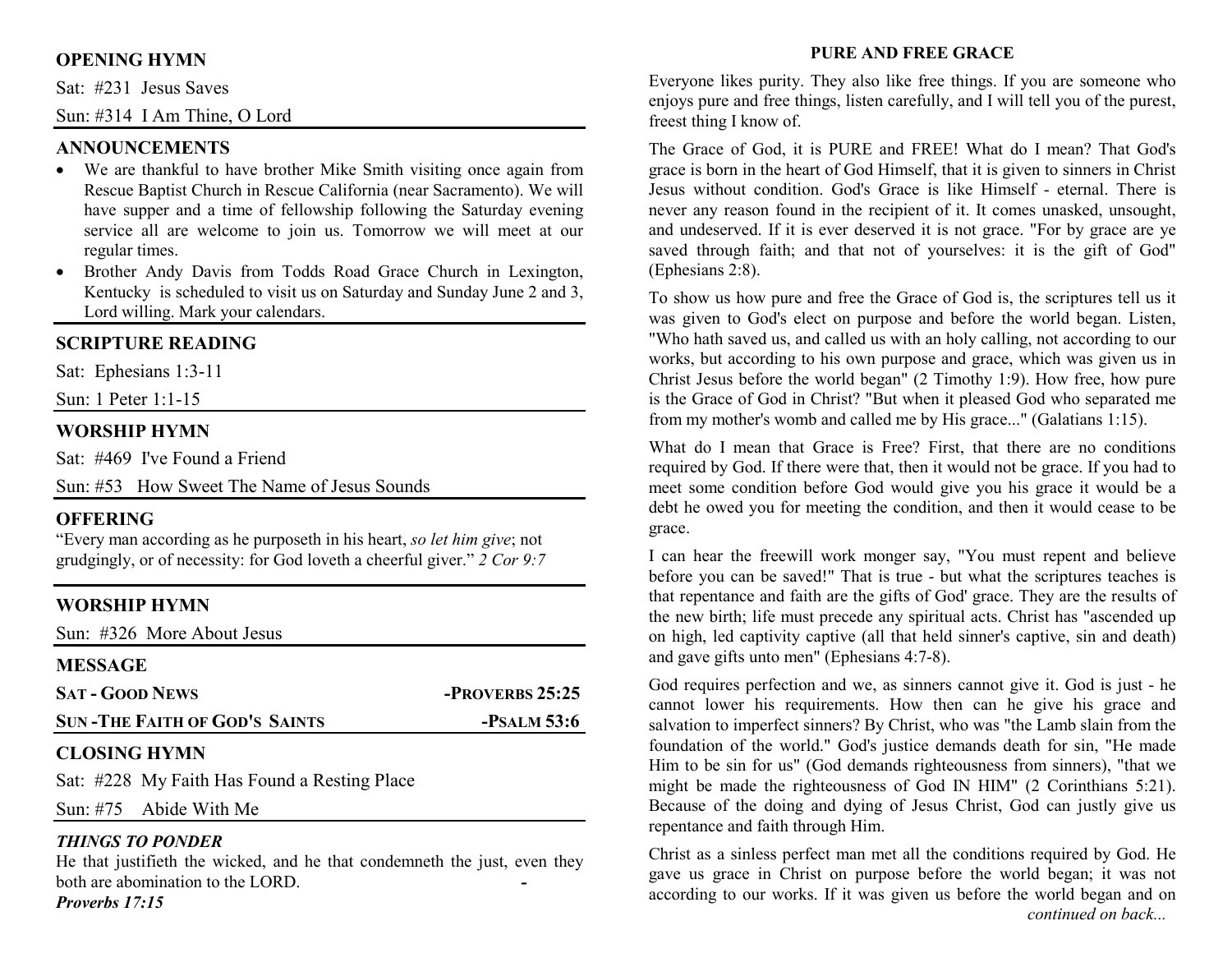## OPENING HYMN

Sat: #231 Jesus Saves

Sun: #314 I Am Thine, O Lord

## ANNOUNCEMENTS

- We are thankful to have brother Mike Smith visiting once again from Rescue Baptist Church in Rescue California (near Sacramento). We will have supper and a time of fellowship following the Saturday evening service all are welcome to join us. Tomorrow we will meet at our regular times.
- Brother Andy Davis from Todds Road Grace Church in Lexington, Kentucky is scheduled to visit us on Saturday and Sunday June 2 and 3, Lord willing. Mark your calendars.

## SCRIPTURE READING

Sat: Ephesians 1:3-11

Sun: 1 Peter 1:1-15

## WORSHIP HYMN

Sat: #469 I've Found a Friend

Sun: #53 How Sweet The Name of Jesus Sounds

## OFFERING

"Every man according as he purposeth in his heart, *so let him give*; not grudgingly, or of necessity: for God loveth a cheerful giver." *2 Cor 9:7*

## WORSHIP HYMN

Sun: #326 More About Jesus

## MESSAGE

**SAT - GOOD NEWS** -PROVERBS 25:25

**SUN -THE FAITH OF GOD'S SAINTS** -PSALM 53:6

## CLOSING HYMN

Sat: #228 My Faith Has Found a Resting Place

Sun: #75 Abide With Me

### *THINGS TO PONDER*

He that justifieth the wicked, and he that condemneth the just, even they both are abomination to the LORD. -
***Proverbs 17:15***

## PURE AND FREE GRACE

Everyone likes purity. They also like free things. If you are someone who enjoys pure and free things, listen carefully, and I will tell you of the purest, freest thing I know of.

The Grace of God, it is PURE and FREE! What do I mean? That God's grace is born in the heart of God Himself, that it is given to sinners in Christ Jesus without condition. God's Grace is like Himself - eternal. There is never any reason found in the recipient of it. It comes unasked, unsought, and undeserved. If it is ever deserved it is not grace. "For by grace are ye saved through faith; and that not of yourselves: it is the gift of God" (Ephesians 2:8).

To show us how pure and free the Grace of God is, the scriptures tell us it was given to God's elect on purpose and before the world began. Listen, "Who hath saved us, and called us with an holy calling, not according to our works, but according to his own purpose and grace, which was given us in Christ Jesus before the world began" (2 Timothy 1:9). How free, how pure is the Grace of God in Christ? "But when it pleased God who separated me from my mother's womb and called me by His grace..." (Galatians 1:15).

What do I mean that Grace is Free? First, that there are no conditions required by God. If there were that, then it would not be grace. If you had to meet some condition before God would give you his grace it would be a debt he owed you for meeting the condition, and then it would cease to be grace.

I can hear the freewill work monger say, "You must repent and believe before you can be saved!" That is true - but what the scriptures teaches is that repentance and faith are the gifts of God' grace. They are the results of the new birth; life must precede any spiritual acts. Christ has "ascended up on high, led captivity captive (all that held sinner's captive, sin and death) and gave gifts unto men" (Ephesians 4:7-8).

God requires perfection and we, as sinners cannot give it. God is just - he cannot lower his requirements. How then can he give his grace and salvation to imperfect sinners? By Christ, who was "the Lamb slain from the foundation of the world." God's justice demands death for sin, "He made Him to be sin for us" (God demands righteousness from sinners), "that we might be made the righteousness of God IN HIM" (2 Corinthians 5:21). Because of the doing and dying of Jesus Christ, God can justly give us repentance and faith through Him.

Christ as a sinless perfect man met all the conditions required by God. He gave us grace in Christ on purpose before the world began; it was not according to our works. If it was given us before the world began and on

*continued on back...*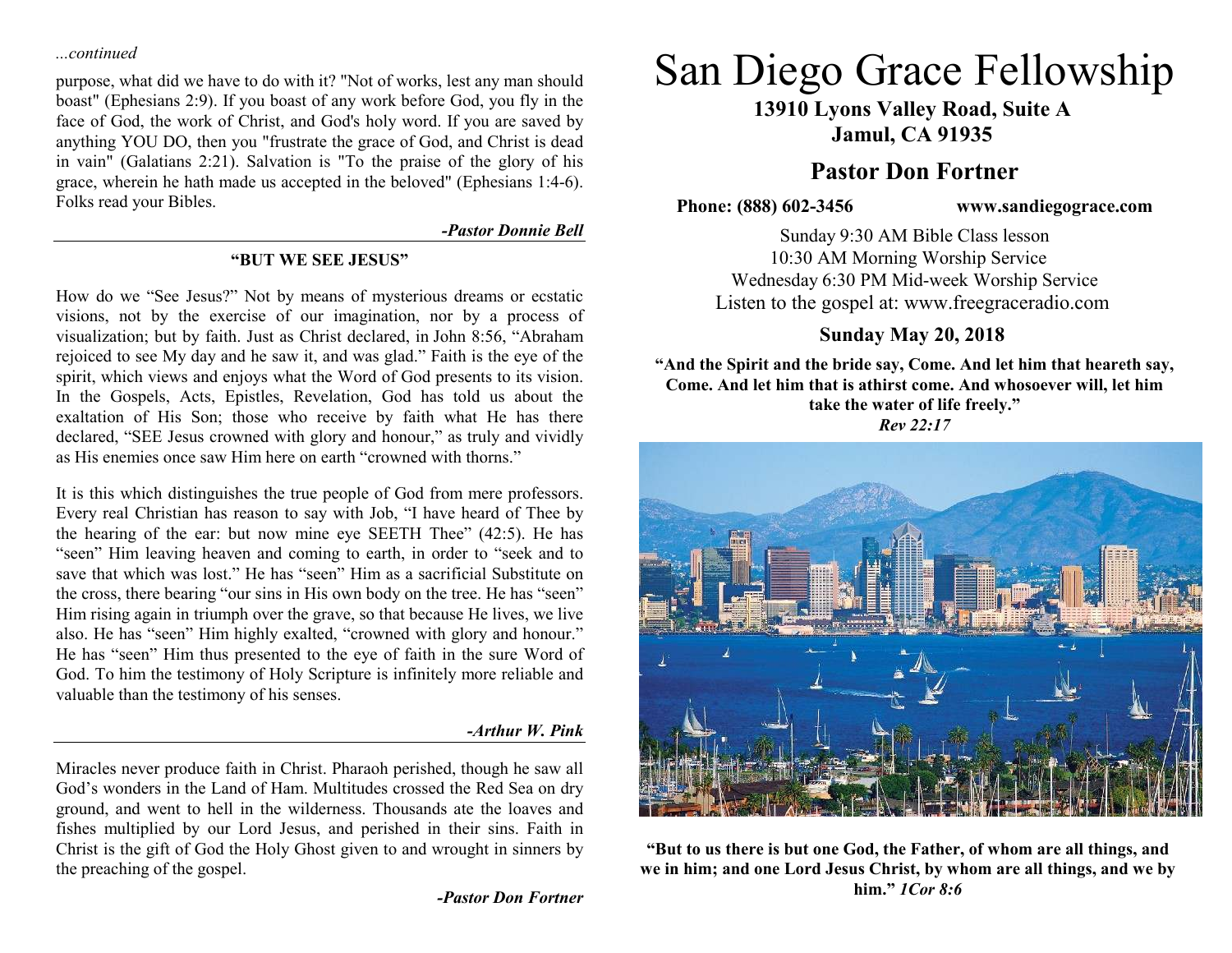*...continued*

purpose, what did we have to do with it? "Not of works, lest any man should boast" (Ephesians 2:9). If you boast of any work before God, you fly in the face of God, the work of Christ, and God's holy word. If you are saved by anything YOU DO, then you "frustrate the grace of God, and Christ is dead in vain" (Galatians 2:21). Salvation is "To the praise of the glory of his grace, wherein he hath made us accepted in the beloved" (Ephesians 1:4-6). Folks read your Bibles.

***-Pastor Donnie Bell***

---

**"BUT WE SEE JESUS"**

How do we "See Jesus?" Not by means of mysterious dreams or ecstatic visions, not by the exercise of our imagination, nor by a process of visualization; but by faith. Just as Christ declared, in John 8:56, "Abraham rejoiced to see My day and he saw it, and was glad." Faith is the eye of the spirit, which views and enjoys what the Word of God presents to its vision. In the Gospels, Acts, Epistles, Revelation, God has told us about the exaltation of His Son; those who receive by faith what He has there declared, "SEE Jesus crowned with glory and honour," as truly and vividly as His enemies once saw Him here on earth "crowned with thorns."

It is this which distinguishes the true people of God from mere professors. Every real Christian has reason to say with Job, "I have heard of Thee by the hearing of the ear: but now mine eye SEETH Thee" (42:5). He has "seen" Him leaving heaven and coming to earth, in order to "seek and to save that which was lost." He has "seen" Him as a sacrificial Substitute on the cross, there bearing "our sins in His own body on the tree. He has "seen" Him rising again in triumph over the grave, so that because He lives, we live also. He has "seen" Him highly exalted, "crowned with glory and honour." He has "seen" Him thus presented to the eye of faith in the sure Word of God. To him the testimony of Holy Scripture is infinitely more reliable and valuable than the testimony of his senses.

***-Arthur W. Pink***

---

Miracles never produce faith in Christ. Pharaoh perished, though he saw all God's wonders in the Land of Ham. Multitudes crossed the Red Sea on dry ground, and went to hell in the wilderness. Thousands ate the loaves and fishes multiplied by our Lord Jesus, and perished in their sins. Faith in Christ is the gift of God the Holy Ghost given to and wrought in sinners by the preaching of the gospel.

***-Pastor Don Fortner***

# San Diego Grace Fellowship

**13910 Lyons Valley Road, Suite A**
**Jamul, CA 91935**

## Pastor Don Fortner

**Phone: (888) 602-3456** **www.sandiegograce.com**

Sunday 9:30 AM Bible Class lesson
10:30 AM Morning Worship Service
Wednesday 6:30 PM Mid-week Worship Service
Listen to the gospel at: www.freegraceradio.com

**Sunday May 20, 2018**

**"And the Spirit and the bride say, Come. And let him that heareth say, Come. And let him that is athirst come. And whosoever will, let him take the water of life freely."**
***Rev 22:17***

**"But to us there is but one God, the Father, of whom are all things, and we in him; and one Lord Jesus Christ, by whom are all things, and we by him."** ***1Cor 8:6***